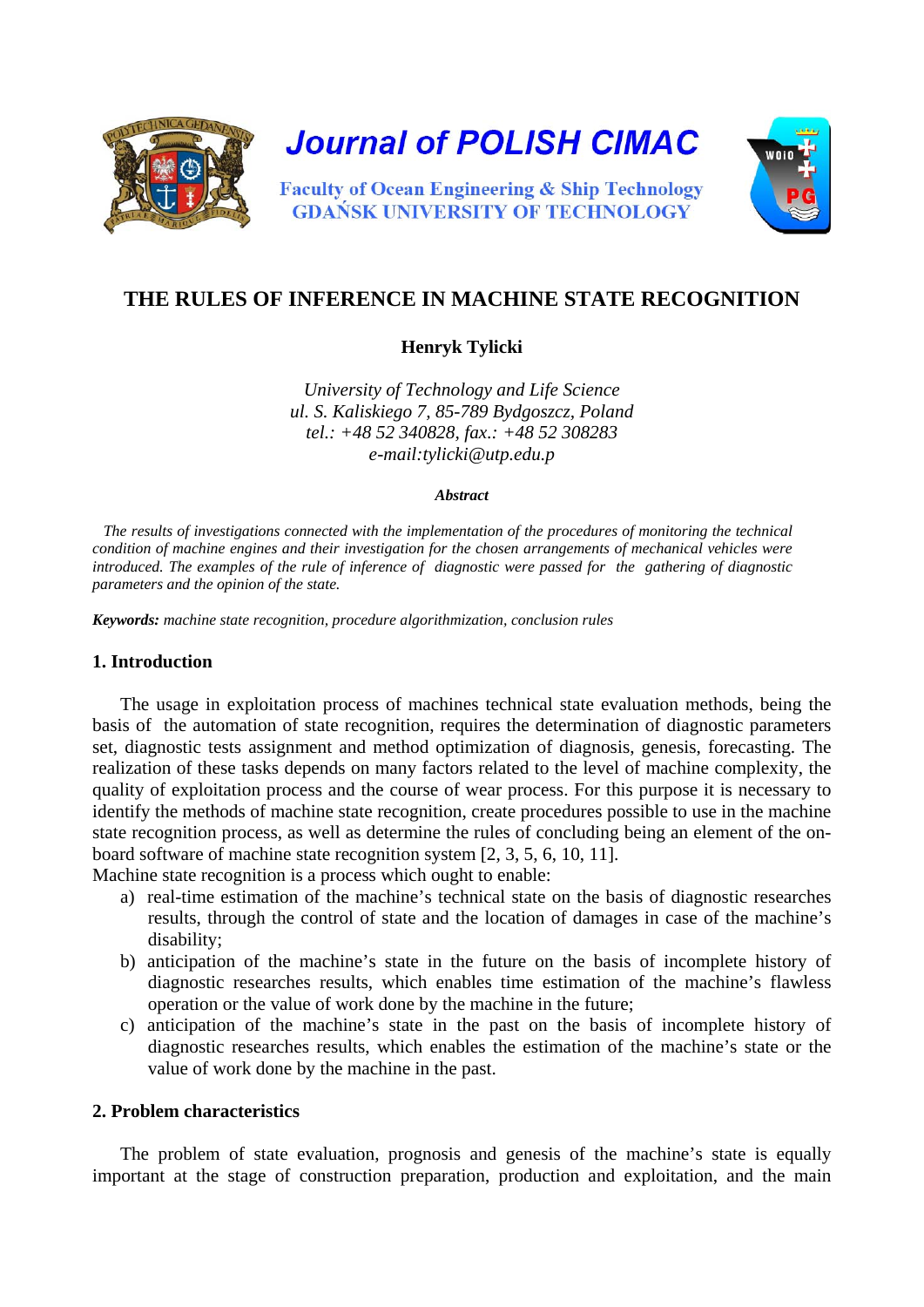Journal of POLISH CIMAC

Faculty of Ocean Engineering & Ship Technology
GDAŃSK UNIVERSITY OF TECHNOLOGY

# THE RULES OF INFERENCE IN MACHINE STATE RECOGNITION

**Henryk Tylicki**

*University of Technology and Life Science*
*ul. S. Kaliskiego 7, 85-789 Bydgoszcz, Poland*
*tel.: +48 52 340828, fax.: +48 52 308283*
*e-mail:tylicki@utp.edu.p*

***Abstract***

*The results of investigations connected with the implementation of the procedures of monitoring the technical condition of machine engines and their investigation for the chosen arrangements of mechanical vehicles were introduced. The examples of the rule of inference of diagnostic were passed for the gathering of diagnostic parameters and the opinion of the state.*

***Keywords:*** *machine state recognition, procedure algorithmization, conclusion rules*

## 1. Introduction

The usage in exploitation process of machines technical state evaluation methods, being the basis of the automation of state recognition, requires the determination of diagnostic parameters set, diagnostic tests assignment and method optimization of diagnosis, genesis, forecasting. The realization of these tasks depends on many factors related to the level of machine complexity, the quality of exploitation process and the course of wear process. For this purpose it is necessary to identify the methods of machine state recognition, create procedures possible to use in the machine state recognition process, as well as determine the rules of concluding being an element of the on-board software of machine state recognition system [2, 3, 5, 6, 10, 11].
Machine state recognition is a process which ought to enable:

a) real-time estimation of the machine's technical state on the basis of diagnostic researches results, through the control of state and the location of damages in case of the machine's disability;
b) anticipation of the machine's state in the future on the basis of incomplete history of diagnostic researches results, which enables time estimation of the machine's flawless operation or the value of work done by the machine in the future;
c) anticipation of the machine's state in the past on the basis of incomplete history of diagnostic researches results, which enables the estimation of the machine's state or the value of work done by the machine in the past.

## 2. Problem characteristics

The problem of state evaluation, prognosis and genesis of the machine's state is equally important at the stage of construction preparation, production and exploitation, and the main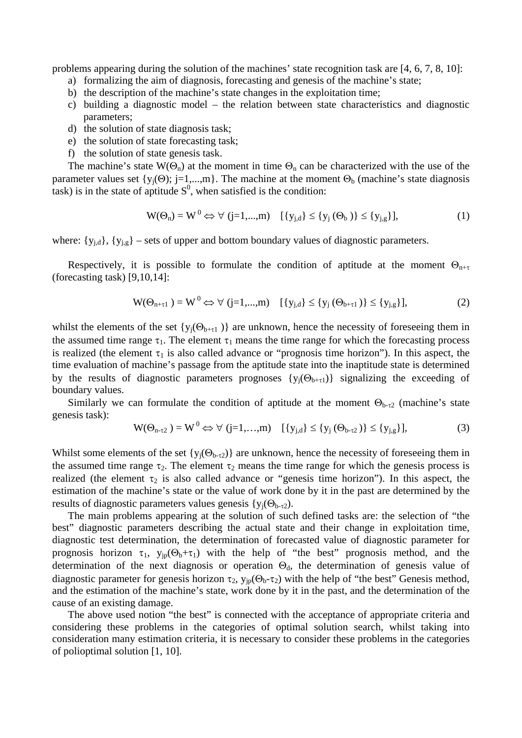problems appearing during the solution of the machines' state recognition task are [4, 6, 7, 8, 10]:

a) formalizing the aim of diagnosis, forecasting and genesis of the machine's state;
b) the description of the machine's state changes in the exploitation time;
c) building a diagnostic model – the relation between state characteristics and diagnostic parameters;
d) the solution of state diagnosis task;
e) the solution of state forecasting task;
f) the solution of state genesis task.

The machine's state $W(\Theta_n)$ at the moment in time $\Theta_n$ can be characterized with the use of the parameter values set $\{y_j(\Theta); j=1,...,m\}$. The machine at the moment $\Theta_b$ (machine's state diagnosis task) is in the state of aptitude $S^0$, when satisfied is the condition:

$$W(\Theta_n) = W^0 \Leftrightarrow \forall\ (j=1,...,m) \quad [\{y_{j,d}\} \leq \{y_j\ (\Theta_b\ )\} \leq \{y_{j,g}\}], \tag{1}$$

where: $\{y_{j,d}\}$, $\{y_{j,g}\}$ – sets of upper and bottom boundary values of diagnostic parameters.

Respectively, it is possible to formulate the condition of aptitude at the moment $\Theta_{n+\tau}$ (forecasting task) [9,10,14]:

$$W(\Theta_{n+\tau 1}\ ) = W^0 \Leftrightarrow \forall\ (j=1,...,m) \quad [\{y_{j,d}\} \leq \{y_j\ (\Theta_{b+\tau 1}\ )\} \leq \{y_{j,g}\}], \tag{2}$$

whilst the elements of the set $\{y_j(\Theta_{b+\tau 1}\ )\}$ are unknown, hence the necessity of foreseeing them in the assumed time range $\tau_1$. The element $\tau_1$ means the time range for which the forecasting process is realized (the element $\tau_1$ is also called advance or "prognosis time horizon"). In this aspect, the time evaluation of machine's passage from the aptitude state into the inaptitude state is determined by the results of diagnostic parameters prognoses $\{y_j(\Theta_{b+\tau 1})\}$ signalizing the exceeding of boundary values.

Similarly we can formulate the condition of aptitude at the moment $\Theta_{b-\tau 2}$ (machine's state genesis task):

$$W(\Theta_{n-\tau 2}\ ) = W^0 \Leftrightarrow \forall\ (j=1,\ldots,m) \quad [\{y_{j,d}\} \leq \{y_j\ (\Theta_{b-\tau 2}\ )\} \leq \{y_{j,g}\}], \tag{3}$$

Whilst some elements of the set $\{y_j(\Theta_{b-\tau 2})\}$ are unknown, hence the necessity of foreseeing them in the assumed time range $\tau_2$. The element $\tau_2$ means the time range for which the genesis process is realized (the element $\tau_2$ is also called advance or "genesis time horizon"). In this aspect, the estimation of the machine's state or the value of work done by it in the past are determined by the results of diagnostic parameters values genesis $\{y_j(\Theta_{b-\tau 2})$.

The main problems appearing at the solution of such defined tasks are: the selection of "the best" diagnostic parameters describing the actual state and their change in exploitation time, diagnostic test determination, the determination of forecasted value of diagnostic parameter for prognosis horizon $\tau_1$, $y_{jp}(\Theta_b+\tau_1)$ with the help of "the best" prognosis method, and the determination of the next diagnosis or operation $\Theta_d$, the determination of genesis value of diagnostic parameter for genesis horizon $\tau_2$, $y_{jp}(\Theta_b-\tau_2)$ with the help of "the best" Genesis method, and the estimation of the machine's state, work done by it in the past, and the determination of the cause of an existing damage.

The above used notion "the best" is connected with the acceptance of appropriate criteria and considering these problems in the categories of optimal solution search, whilst taking into consideration many estimation criteria, it is necessary to consider these problems in the categories of polioptimal solution [1, 10].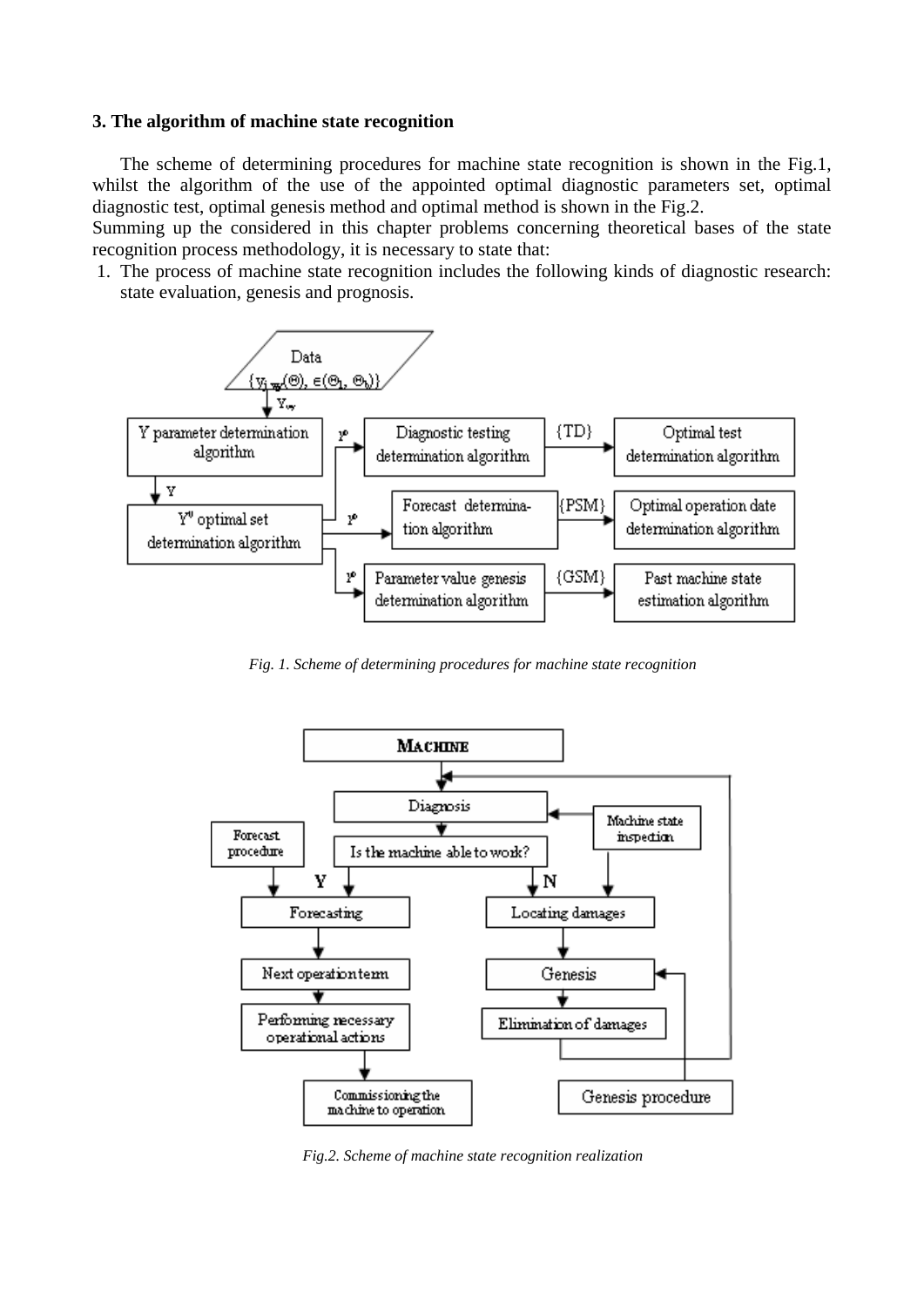### 3. The algorithm of machine state recognition

The scheme of determining procedures for machine state recognition is shown in the Fig.1, whilst the algorithm of the use of the appointed optimal diagnostic parameters set, optimal diagnostic test, optimal genesis method and optimal method is shown in the Fig.2.

Summing up the considered in this chapter problems concerning theoretical bases of the state recognition process methodology, it is necessary to state that:

1. The process of machine state recognition includes the following kinds of diagnostic research: state evaluation, genesis and prognosis.

*Fig. 1. Scheme of determining procedures for machine state recognition*

*Fig.2. Scheme of machine state recognition realization*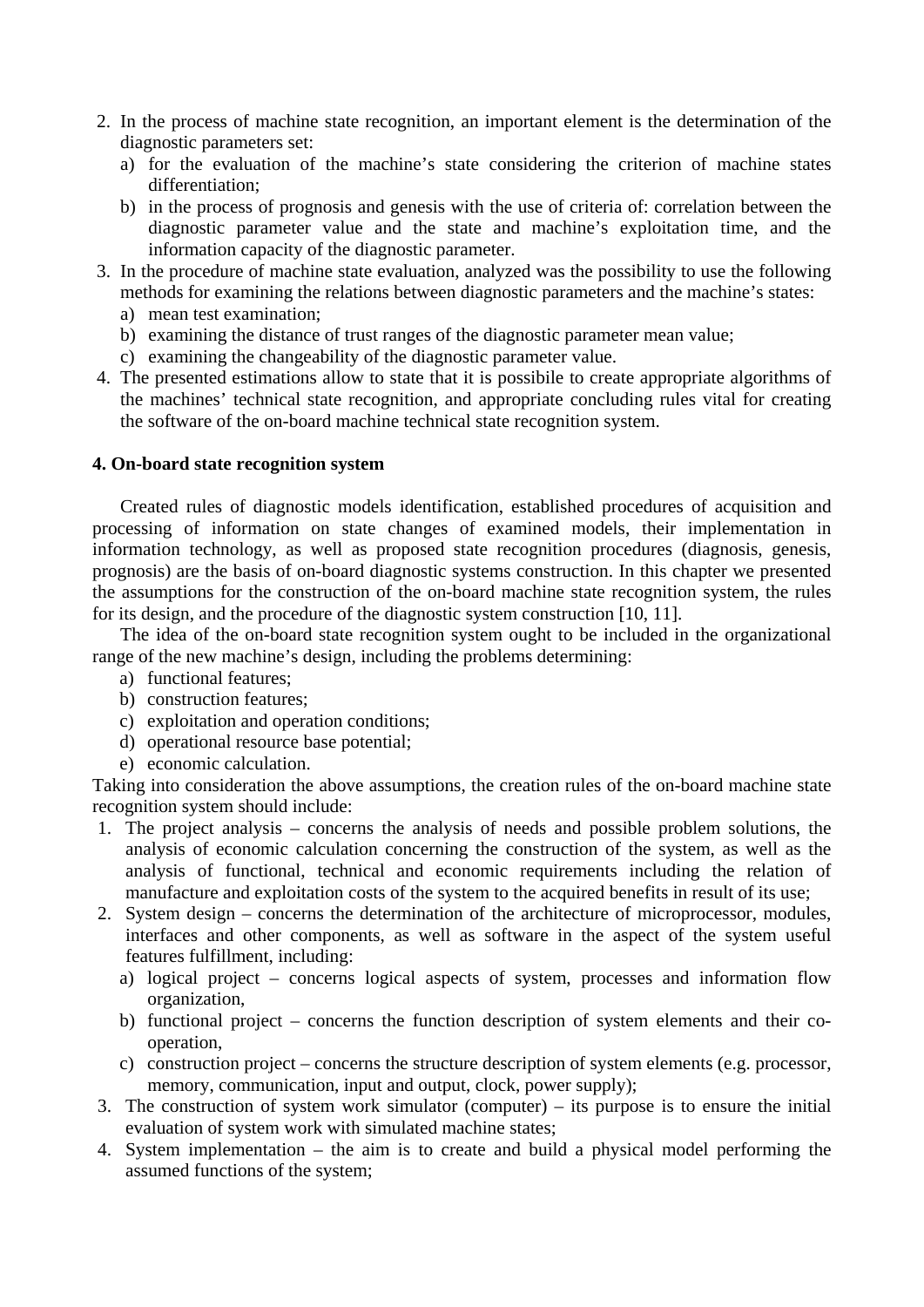2. In the process of machine state recognition, an important element is the determination of the diagnostic parameters set:
   a) for the evaluation of the machine's state considering the criterion of machine states differentiation;
   b) in the process of prognosis and genesis with the use of criteria of: correlation between the diagnostic parameter value and the state and machine's exploitation time, and the information capacity of the diagnostic parameter.
3. In the procedure of machine state evaluation, analyzed was the possibility to use the following methods for examining the relations between diagnostic parameters and the machine's states:
   a) mean test examination;
   b) examining the distance of trust ranges of the diagnostic parameter mean value;
   c) examining the changeability of the diagnostic parameter value.
4. The presented estimations allow to state that it is possibile to create appropriate algorithms of the machines' technical state recognition, and appropriate concluding rules vital for creating the software of the on-board machine technical state recognition system.

**4. On-board state recognition system**

Created rules of diagnostic models identification, established procedures of acquisition and processing of information on state changes of examined models, their implementation in information technology, as well as proposed state recognition procedures (diagnosis, genesis, prognosis) are the basis of on-board diagnostic systems construction. In this chapter we presented the assumptions for the construction of the on-board machine state recognition system, the rules for its design, and the procedure of the diagnostic system construction [10, 11].

The idea of the on-board state recognition system ought to be included in the organizational range of the new machine's design, including the problems determining:

a) functional features;
b) construction features;
c) exploitation and operation conditions;
d) operational resource base potential;
e) economic calculation.

Taking into consideration the above assumptions, the creation rules of the on-board machine state recognition system should include:

1. The project analysis – concerns the analysis of needs and possible problem solutions, the analysis of economic calculation concerning the construction of the system, as well as the analysis of functional, technical and economic requirements including the relation of manufacture and exploitation costs of the system to the acquired benefits in result of its use;
2. System design – concerns the determination of the architecture of microprocessor, modules, interfaces and other components, as well as software in the aspect of the system useful features fulfillment, including:
   a) logical project – concerns logical aspects of system, processes and information flow organization,
   b) functional project – concerns the function description of system elements and their co-operation,
   c) construction project – concerns the structure description of system elements (e.g. processor, memory, communication, input and output, clock, power supply);
3. The construction of system work simulator (computer) – its purpose is to ensure the initial evaluation of system work with simulated machine states;
4. System implementation – the aim is to create and build a physical model performing the assumed functions of the system;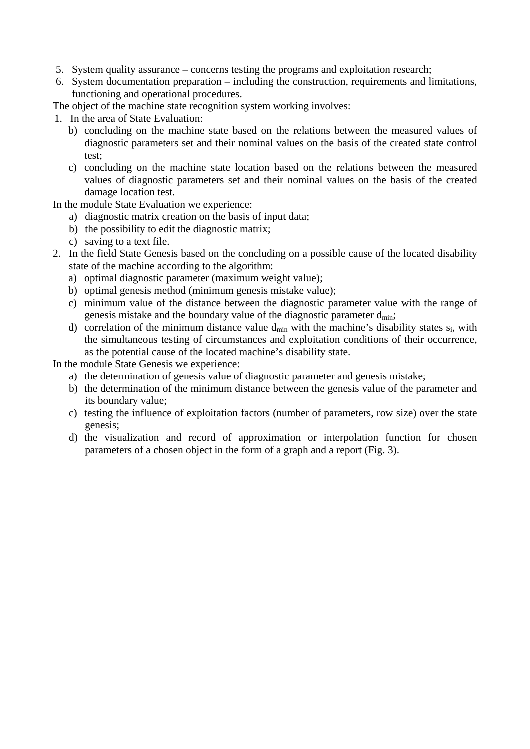5. System quality assurance – concerns testing the programs and exploitation research;
6. System documentation preparation – including the construction, requirements and limitations, functioning and operational procedures.

The object of the machine state recognition system working involves:

1. In the area of State Evaluation:
   b) concluding on the machine state based on the relations between the measured values of diagnostic parameters set and their nominal values on the basis of the created state control test;
   c) concluding on the machine state location based on the relations between the measured values of diagnostic parameters set and their nominal values on the basis of the created damage location test.

In the module State Evaluation we experience:

   a) diagnostic matrix creation on the basis of input data;
   b) the possibility to edit the diagnostic matrix;
   c) saving to a text file.

2. In the field State Genesis based on the concluding on a possible cause of the located disability state of the machine according to the algorithm:
   a) optimal diagnostic parameter (maximum weight value);
   b) optimal genesis method (minimum genesis mistake value);
   c) minimum value of the distance between the diagnostic parameter value with the range of genesis mistake and the boundary value of the diagnostic parameter $d_{min}$;
   d) correlation of the minimum distance value $d_{min}$ with the machine's disability states $s_i$, with the simultaneous testing of circumstances and exploitation conditions of their occurrence, as the potential cause of the located machine's disability state.

In the module State Genesis we experience:

   a) the determination of genesis value of diagnostic parameter and genesis mistake;
   b) the determination of the minimum distance between the genesis value of the parameter and its boundary value;
   c) testing the influence of exploitation factors (number of parameters, row size) over the state genesis;
   d) the visualization and record of approximation or interpolation function for chosen parameters of a chosen object in the form of a graph and a report (Fig. 3).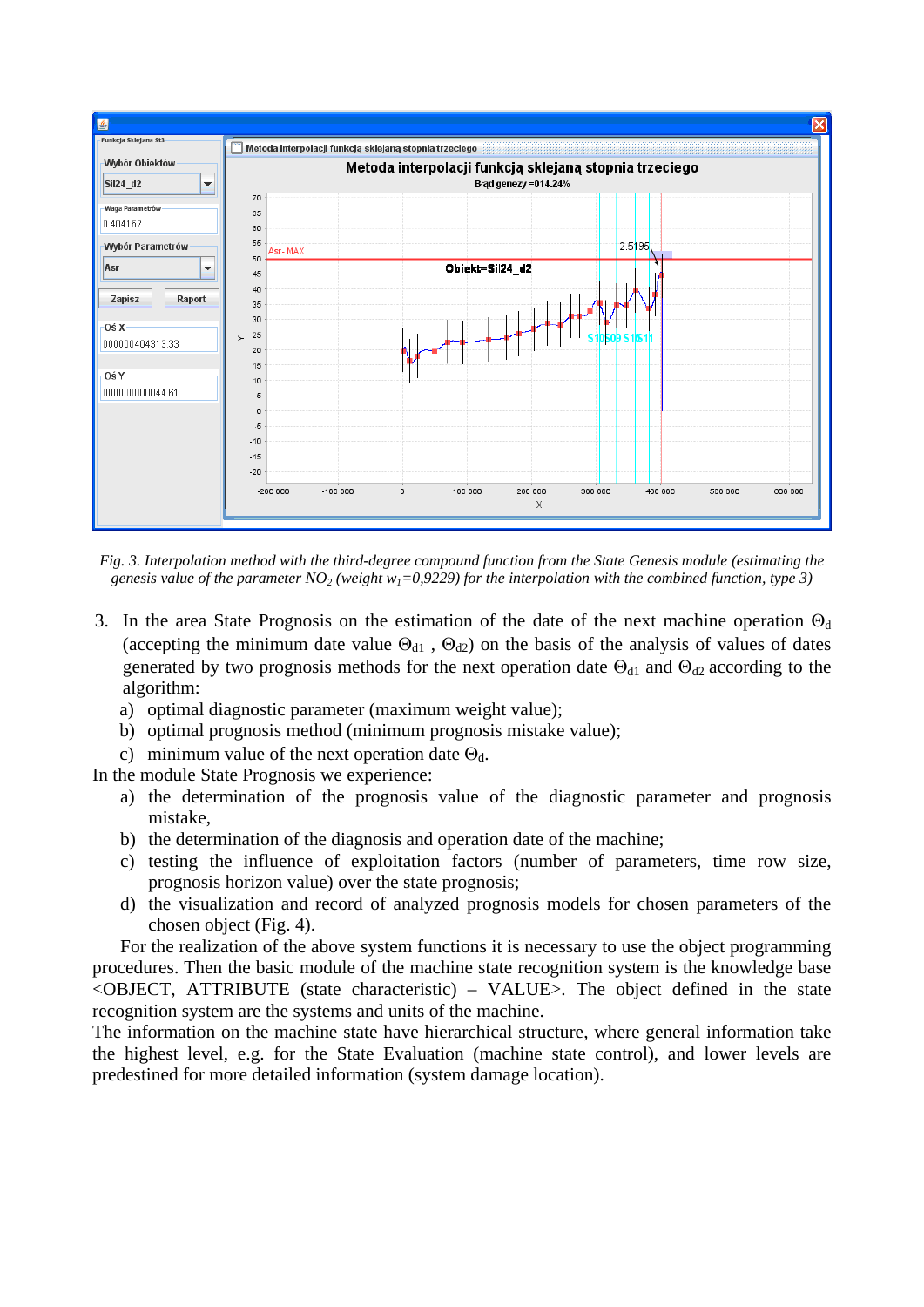*Fig. 3. Interpolation method with the third-degree compound function from the State Genesis module (estimating the genesis value of the parameter $NO_2$ (weight $w_1$=0,9229) for the interpolation with the combined function, type 3)*

3. In the area State Prognosis on the estimation of the date of the next machine operation $\Theta_d$ (accepting the minimum date value $\Theta_{d1}$ , $\Theta_{d2}$) on the basis of the analysis of values of dates generated by two prognosis methods for the next operation date $\Theta_{d1}$ and $\Theta_{d2}$ according to the algorithm:
   a) optimal diagnostic parameter (maximum weight value);
   b) optimal prognosis method (minimum prognosis mistake value);
   c) minimum value of the next operation date $\Theta_d$.

In the module State Prognosis we experience:

a) the determination of the prognosis value of the diagnostic parameter and prognosis mistake,
b) the determination of the diagnosis and operation date of the machine;
c) testing the influence of exploitation factors (number of parameters, time row size, prognosis horizon value) over the state prognosis;
d) the visualization and record of analyzed prognosis models for chosen parameters of the chosen object (Fig. 4).

For the realization of the above system functions it is necessary to use the object programming procedures. Then the basic module of the machine state recognition system is the knowledge base <OBJECT, ATTRIBUTE (state characteristic) – VALUE>. The object defined in the state recognition system are the systems and units of the machine.

The information on the machine state have hierarchical structure, where general information take the highest level, e.g. for the State Evaluation (machine state control), and lower levels are predestined for more detailed information (system damage location).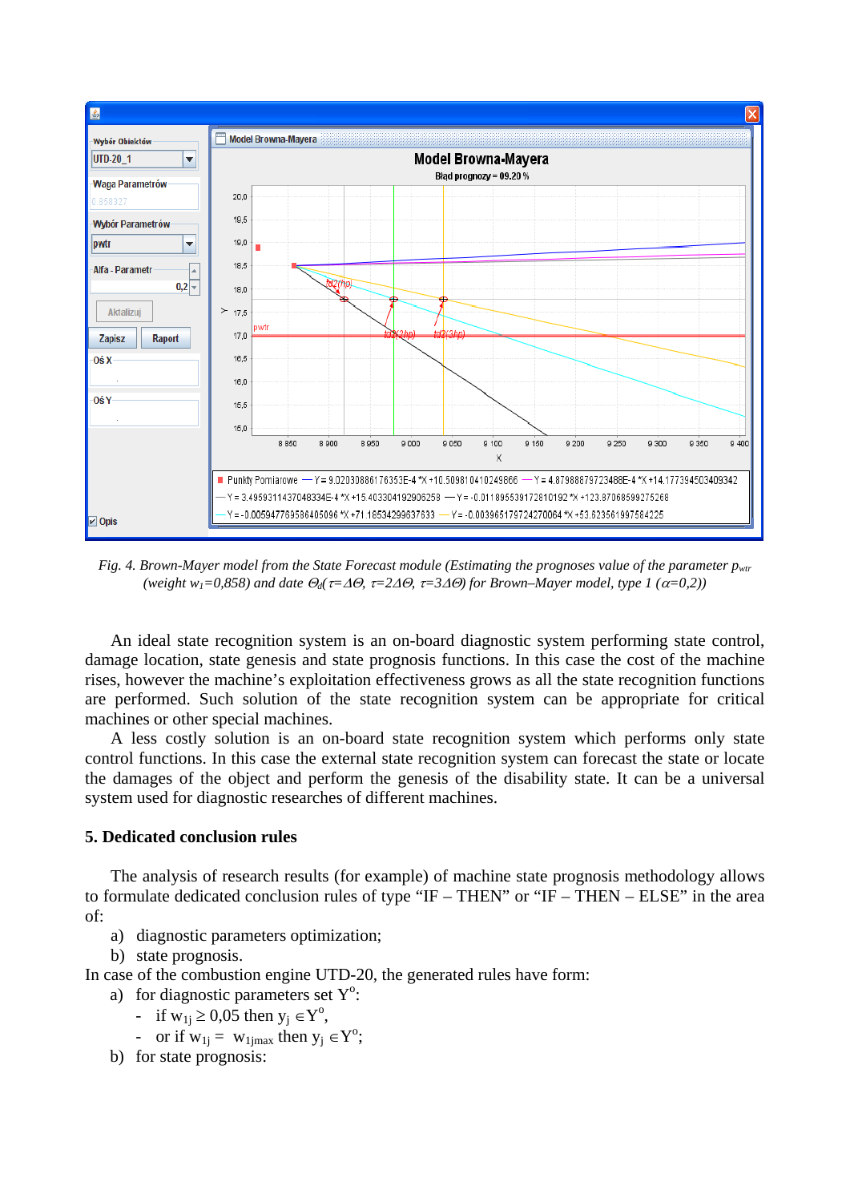*Fig. 4. Brown-Mayer model from the State Forecast module (Estimating the prognoses value of the parameter $p_{wtr}$ (weight $w_1$=0,858) and date $\Theta_d$($\tau=\Delta\Theta$, $\tau=2\Delta\Theta$, $\tau=3\Delta\Theta$) for Brown–Mayer model, type 1 ($\alpha$=0,2))*

An ideal state recognition system is an on-board diagnostic system performing state control, damage location, state genesis and state prognosis functions. In this case the cost of the machine rises, however the machine's exploitation effectiveness grows as all the state recognition functions are performed. Such solution of the state recognition system can be appropriate for critical machines or other special machines.

A less costly solution is an on-board state recognition system which performs only state control functions. In this case the external state recognition system can forecast the state or locate the damages of the object and perform the genesis of the disability state. It can be a universal system used for diagnostic researches of different machines.

## 5. Dedicated conclusion rules

The analysis of research results (for example) of machine state prognosis methodology allows to formulate dedicated conclusion rules of type "IF – THEN" or "IF – THEN – ELSE" in the area of:

a) diagnostic parameters optimization;
b) state prognosis.

In case of the combustion engine UTD-20, the generated rules have form:

a) for diagnostic parameters set $Y^o$:
   - if $w_{1j} \geq 0{,}05$ then $y_j \in Y^o$,
   - or if $w_{1j} = w_{1jmax}$ then $y_j \in Y^o$;

b) for state prognosis: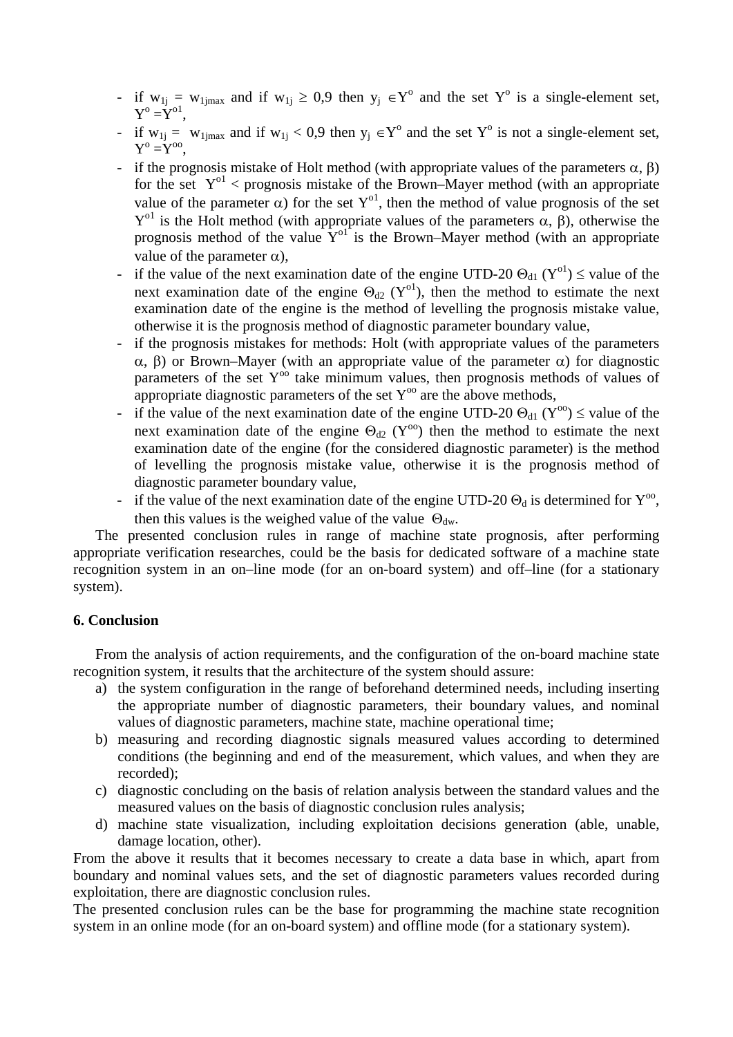- if $w_{1j} = w_{1jmax}$ and if $w_{1j} \geq 0{,}9$ then $y_j \in Y^o$ and the set $Y^o$ is a single-element set, $Y^o = Y^{o1}$,
- if $w_{1j} = w_{1jmax}$ and if $w_{1j} < 0{,}9$ then $y_j \in Y^o$ and the set $Y^o$ is not a single-element set, $Y^o = Y^{oo}$,
- if the prognosis mistake of Holt method (with appropriate values of the parameters $\alpha$, $\beta$) for the set $Y^{o1}$ < prognosis mistake of the Brown–Mayer method (with an appropriate value of the parameter $\alpha$) for the set $Y^{o1}$, then the method of value prognosis of the set $Y^{o1}$ is the Holt method (with appropriate values of the parameters $\alpha$, $\beta$), otherwise the prognosis method of the value $Y^{o1}$ is the Brown–Mayer method (with an appropriate value of the parameter $\alpha$),
- if the value of the next examination date of the engine UTD-20 $\Theta_{d1}$ ($Y^{o1}$) $\leq$ value of the next examination date of the engine $\Theta_{d2}$ ($Y^{o1}$), then the method to estimate the next examination date of the engine is the method of levelling the prognosis mistake value, otherwise it is the prognosis method of diagnostic parameter boundary value,
- if the prognosis mistakes for methods: Holt (with appropriate values of the parameters $\alpha$, $\beta$) or Brown–Mayer (with an appropriate value of the parameter $\alpha$) for diagnostic parameters of the set $Y^{oo}$ take minimum values, then prognosis methods of values of appropriate diagnostic parameters of the set $Y^{oo}$ are the above methods,
- if the value of the next examination date of the engine UTD-20 $\Theta_{d1}$ ($Y^{oo}$) $\leq$ value of the next examination date of the engine $\Theta_{d2}$ ($Y^{oo}$) then the method to estimate the next examination date of the engine (for the considered diagnostic parameter) is the method of levelling the prognosis mistake value, otherwise it is the prognosis method of diagnostic parameter boundary value,
- if the value of the next examination date of the engine UTD-20 $\Theta_d$ is determined for $Y^{oo}$, then this values is the weighed value of the value $\Theta_{dw}$.

The presented conclusion rules in range of machine state prognosis, after performing appropriate verification researches, could be the basis for dedicated software of a machine state recognition system in an on–line mode (for an on-board system) and off–line (for a stationary system).

## 6. Conclusion

From the analysis of action requirements, and the configuration of the on-board machine state recognition system, it results that the architecture of the system should assure:

a) the system configuration in the range of beforehand determined needs, including inserting the appropriate number of diagnostic parameters, their boundary values, and nominal values of diagnostic parameters, machine state, machine operational time;
b) measuring and recording diagnostic signals measured values according to determined conditions (the beginning and end of the measurement, which values, and when they are recorded);
c) diagnostic concluding on the basis of relation analysis between the standard values and the measured values on the basis of diagnostic conclusion rules analysis;
d) machine state visualization, including exploitation decisions generation (able, unable, damage location, other).

From the above it results that it becomes necessary to create a data base in which, apart from boundary and nominal values sets, and the set of diagnostic parameters values recorded during exploitation, there are diagnostic conclusion rules.

The presented conclusion rules can be the base for programming the machine state recognition system in an online mode (for an on-board system) and offline mode (for a stationary system).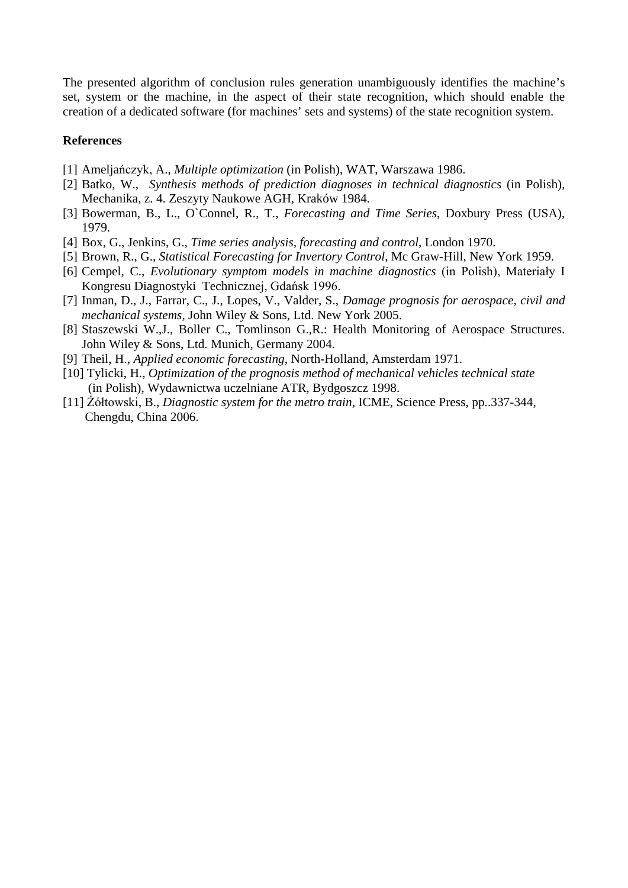The presented algorithm of conclusion rules generation unambiguously identifies the machine's set, system or the machine, in the aspect of their state recognition, which should enable the creation of a dedicated software (for machines' sets and systems) of the state recognition system.

**References**

[1] Ameljańczyk, A., *Multiple optimization* (in Polish), WAT, Warszawa 1986.

[2] Batko, W., *Synthesis methods of prediction diagnoses in technical diagnostics* (in Polish), Mechanika, z. 4. Zeszyty Naukowe AGH, Kraków 1984.

[3] Bowerman, B., L., O`Connel, R., T., *Forecasting and Time Series*, Doxbury Press (USA), 1979.

[4] Box, G., Jenkins, G., *Time series analysis, forecasting and control*, London 1970.

[5] Brown, R., G., *Statistical Forecasting for Invertory Control*, Mc Graw-Hill, New York 1959.

[6] Cempel, C., *Evolutionary symptom models in machine diagnostics* (in Polish), Materiały I Kongresu Diagnostyki Technicznej, Gdańsk 1996.

[7] Inman, D., J., Farrar, C., J., Lopes, V., Valder, S., *Damage prognosis for aerospace, civil and mechanical systems*, John Wiley & Sons, Ltd. New York 2005.

[8] Staszewski W.,J., Boller C., Tomlinson G.,R.: Health Monitoring of Aerospace Structures. John Wiley & Sons, Ltd. Munich, Germany 2004.

[9] Theil, H., *Applied economic forecasting*, North-Holland, Amsterdam 1971.

[10] Tylicki, H., *Optimization of the prognosis method of mechanical vehicles technical state* (in Polish), Wydawnictwa uczelniane ATR, Bydgoszcz 1998.

[11] Żółtowski, B., *Diagnostic system for the metro train*, ICME, Science Press, pp..337-344, Chengdu, China 2006.